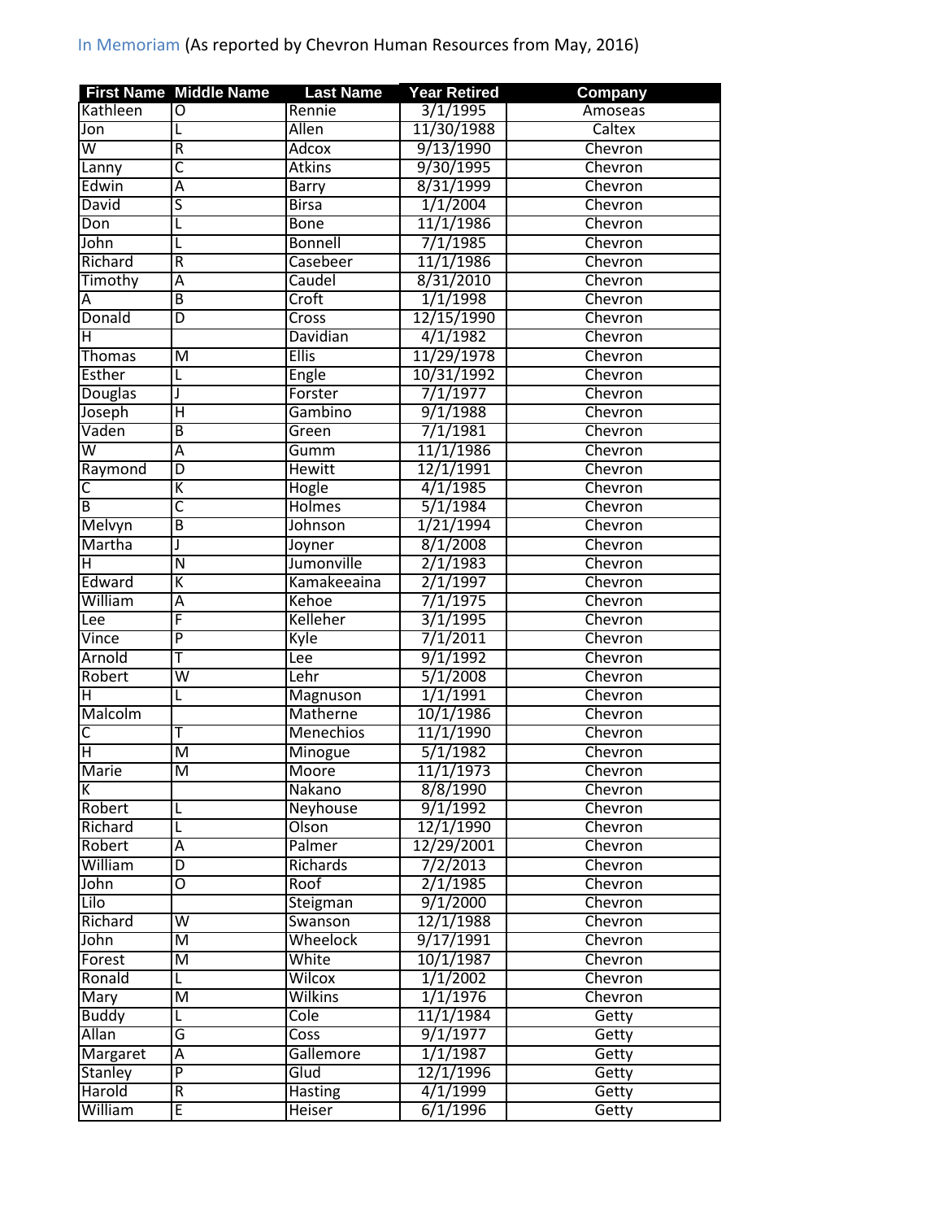In Memoriam (As reported by Chevron Human Resources from May, 2016)

| First Name | Middle Name | Last Name | Year Retired | Company |
| --- | --- | --- | --- | --- |
| Kathleen | O | Rennie | 3/1/1995 | Amoseas |
| Jon | L | Allen | 11/30/1988 | Caltex |
| W | R | Adcox | 9/13/1990 | Chevron |
| Lanny | C | Atkins | 9/30/1995 | Chevron |
| Edwin | A | Barry | 8/31/1999 | Chevron |
| David | S | Birsa | 1/1/2004 | Chevron |
| Don | L | Bone | 11/1/1986 | Chevron |
| John | L | Bonnell | 7/1/1985 | Chevron |
| Richard | R | Casebeer | 11/1/1986 | Chevron |
| Timothy | A | Caudel | 8/31/2010 | Chevron |
| A | B | Croft | 1/1/1998 | Chevron |
| Donald | D | Cross | 12/15/1990 | Chevron |
| H | | Davidian | 4/1/1982 | Chevron |
| Thomas | M | Ellis | 11/29/1978 | Chevron |
| Esther | L | Engle | 10/31/1992 | Chevron |
| Douglas | J | Forster | 7/1/1977 | Chevron |
| Joseph | H | Gambino | 9/1/1988 | Chevron |
| Vaden | B | Green | 7/1/1981 | Chevron |
| W | A | Gumm | 11/1/1986 | Chevron |
| Raymond | D | Hewitt | 12/1/1991 | Chevron |
| C | K | Hogle | 4/1/1985 | Chevron |
| B | C | Holmes | 5/1/1984 | Chevron |
| Melvyn | B | Johnson | 1/21/1994 | Chevron |
| Martha | J | Joyner | 8/1/2008 | Chevron |
| H | N | Jumonville | 2/1/1983 | Chevron |
| Edward | K | Kamakeeaina | 2/1/1997 | Chevron |
| William | A | Kehoe | 7/1/1975 | Chevron |
| Lee | F | Kelleher | 3/1/1995 | Chevron |
| Vince | P | Kyle | 7/1/2011 | Chevron |
| Arnold | T | Lee | 9/1/1992 | Chevron |
| Robert | W | Lehr | 5/1/2008 | Chevron |
| H | L | Magnuson | 1/1/1991 | Chevron |
| Malcolm | | Matherne | 10/1/1986 | Chevron |
| C | T | Menechios | 11/1/1990 | Chevron |
| H | M | Minogue | 5/1/1982 | Chevron |
| Marie | M | Moore | 11/1/1973 | Chevron |
| K | | Nakano | 8/8/1990 | Chevron |
| Robert | L | Neyhouse | 9/1/1992 | Chevron |
| Richard | L | Olson | 12/1/1990 | Chevron |
| Robert | A | Palmer | 12/29/2001 | Chevron |
| William | D | Richards | 7/2/2013 | Chevron |
| John | O | Roof | 2/1/1985 | Chevron |
| Lilo | | Steigman | 9/1/2000 | Chevron |
| Richard | W | Swanson | 12/1/1988 | Chevron |
| John | M | Wheelock | 9/17/1991 | Chevron |
| Forest | M | White | 10/1/1987 | Chevron |
| Ronald | L | Wilcox | 1/1/2002 | Chevron |
| Mary | M | Wilkins | 1/1/1976 | Chevron |
| Buddy | L | Cole | 11/1/1984 | Getty |
| Allan | G | Coss | 9/1/1977 | Getty |
| Margaret | A | Gallemore | 1/1/1987 | Getty |
| Stanley | P | Glud | 12/1/1996 | Getty |
| Harold | R | Hasting | 4/1/1999 | Getty |
| William | E | Heiser | 6/1/1996 | Getty |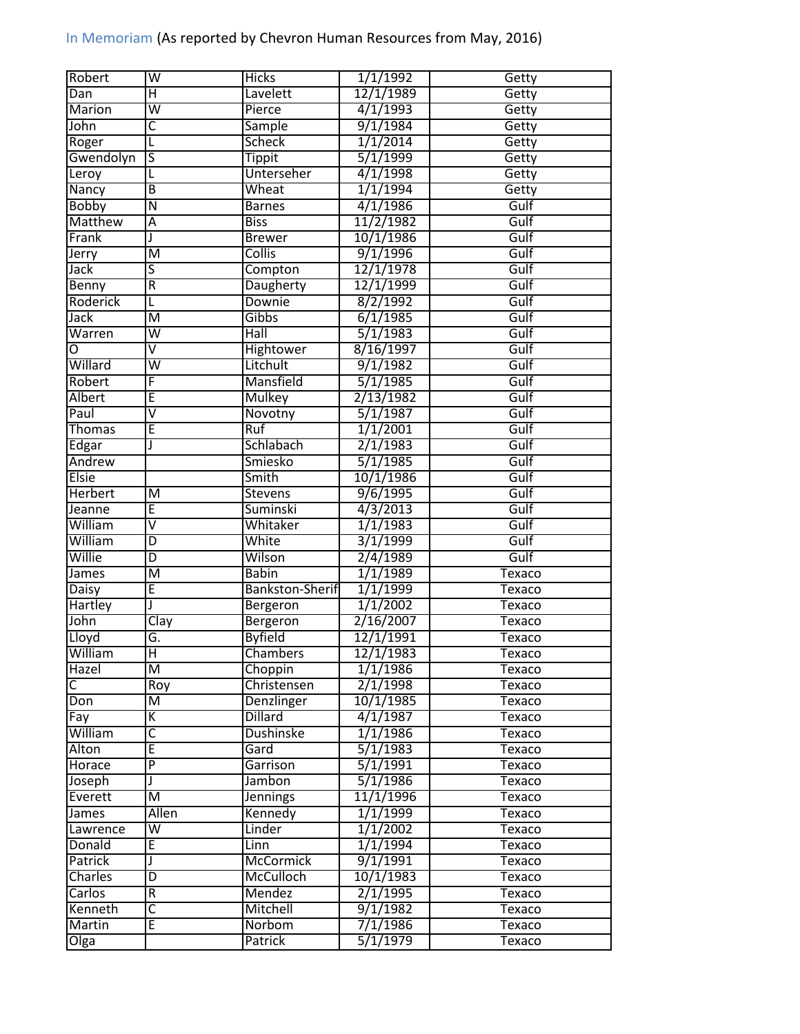In Memoriam (As reported by Chevron Human Resources from May, 2016)

| | | | | |
|---|---|---|---|---|
| Robert | W | Hicks | 1/1/1992 | Getty |
| Dan | H | Lavelett | 12/1/1989 | Getty |
| Marion | W | Pierce | 4/1/1993 | Getty |
| John | C | Sample | 9/1/1984 | Getty |
| Roger | L | Scheck | 1/1/2014 | Getty |
| Gwendolyn | S | Tippit | 5/1/1999 | Getty |
| Leroy | L | Unterseher | 4/1/1998 | Getty |
| Nancy | B | Wheat | 1/1/1994 | Getty |
| Bobby | N | Barnes | 4/1/1986 | Gulf |
| Matthew | A | Biss | 11/2/1982 | Gulf |
| Frank | J | Brewer | 10/1/1986 | Gulf |
| Jerry | M | Collis | 9/1/1996 | Gulf |
| Jack | S | Compton | 12/1/1978 | Gulf |
| Benny | R | Daugherty | 12/1/1999 | Gulf |
| Roderick | L | Downie | 8/2/1992 | Gulf |
| Jack | M | Gibbs | 6/1/1985 | Gulf |
| Warren | W | Hall | 5/1/1983 | Gulf |
| O | V | Hightower | 8/16/1997 | Gulf |
| Willard | W | Litchult | 9/1/1982 | Gulf |
| Robert | F | Mansfield | 5/1/1985 | Gulf |
| Albert | E | Mulkey | 2/13/1982 | Gulf |
| Paul | V | Novotny | 5/1/1987 | Gulf |
| Thomas | E | Ruf | 1/1/2001 | Gulf |
| Edgar | J | Schlabach | 2/1/1983 | Gulf |
| Andrew | | Smiesko | 5/1/1985 | Gulf |
| Elsie | | Smith | 10/1/1986 | Gulf |
| Herbert | M | Stevens | 9/6/1995 | Gulf |
| Jeanne | E | Suminski | 4/3/2013 | Gulf |
| William | V | Whitaker | 1/1/1983 | Gulf |
| William | D | White | 3/1/1999 | Gulf |
| Willie | D | Wilson | 2/4/1989 | Gulf |
| James | M | Babin | 1/1/1989 | Texaco |
| Daisy | E | Bankston-Sherif | 1/1/1999 | Texaco |
| Hartley | J | Bergeron | 1/1/2002 | Texaco |
| John | Clay | Bergeron | 2/16/2007 | Texaco |
| Lloyd | G. | Byfield | 12/1/1991 | Texaco |
| William | H | Chambers | 12/1/1983 | Texaco |
| Hazel | M | Choppin | 1/1/1986 | Texaco |
| C | Roy | Christensen | 2/1/1998 | Texaco |
| Don | M | Denzlinger | 10/1/1985 | Texaco |
| Fay | K | Dillard | 4/1/1987 | Texaco |
| William | C | Dushinske | 1/1/1986 | Texaco |
| Alton | E | Gard | 5/1/1983 | Texaco |
| Horace | P | Garrison | 5/1/1991 | Texaco |
| Joseph | J | Jambon | 5/1/1986 | Texaco |
| Everett | M | Jennings | 11/1/1996 | Texaco |
| James | Allen | Kennedy | 1/1/1999 | Texaco |
| Lawrence | W | Linder | 1/1/2002 | Texaco |
| Donald | E | Linn | 1/1/1994 | Texaco |
| Patrick | J | McCormick | 9/1/1991 | Texaco |
| Charles | D | McCulloch | 10/1/1983 | Texaco |
| Carlos | R | Mendez | 2/1/1995 | Texaco |
| Kenneth | C | Mitchell | 9/1/1982 | Texaco |
| Martin | E | Norbom | 7/1/1986 | Texaco |
| Olga | | Patrick | 5/1/1979 | Texaco |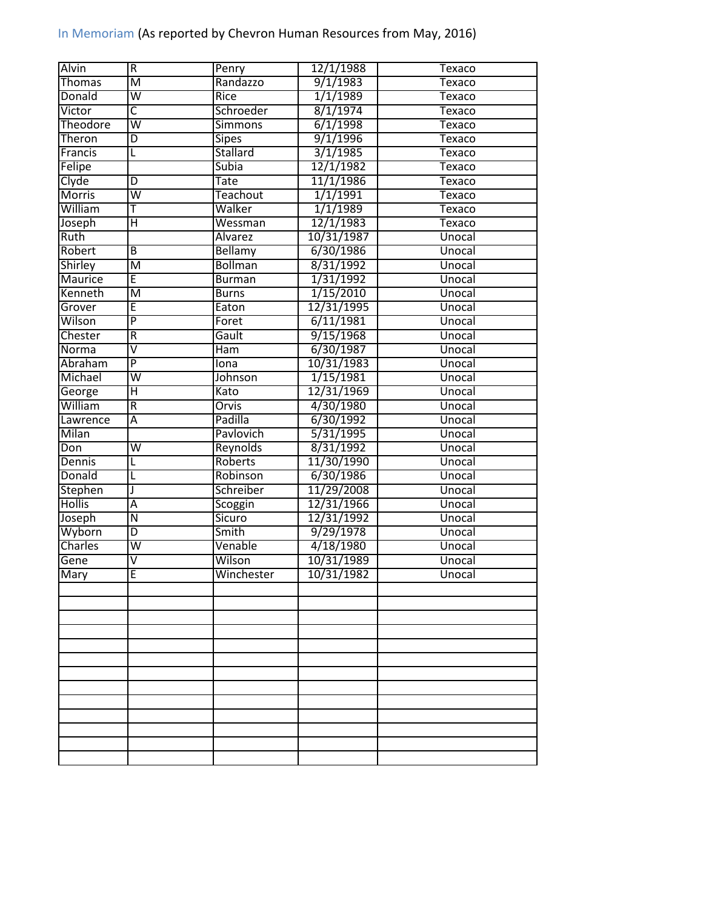In Memoriam (As reported by Chevron Human Resources from May, 2016)

| | | | | |
|---|---|---|---|---|
| Alvin | R | Penry | 12/1/1988 | Texaco |
| Thomas | M | Randazzo | 9/1/1983 | Texaco |
| Donald | W | Rice | 1/1/1989 | Texaco |
| Victor | C | Schroeder | 8/1/1974 | Texaco |
| Theodore | W | Simmons | 6/1/1998 | Texaco |
| Theron | D | Sipes | 9/1/1996 | Texaco |
| Francis | L | Stallard | 3/1/1985 | Texaco |
| Felipe | | Subia | 12/1/1982 | Texaco |
| Clyde | D | Tate | 11/1/1986 | Texaco |
| Morris | W | Teachout | 1/1/1991 | Texaco |
| William | T | Walker | 1/1/1989 | Texaco |
| Joseph | H | Wessman | 12/1/1983 | Texaco |
| Ruth | | Alvarez | 10/31/1987 | Unocal |
| Robert | B | Bellamy | 6/30/1986 | Unocal |
| Shirley | M | Bollman | 8/31/1992 | Unocal |
| Maurice | E | Burman | 1/31/1992 | Unocal |
| Kenneth | M | Burns | 1/15/2010 | Unocal |
| Grover | E | Eaton | 12/31/1995 | Unocal |
| Wilson | P | Foret | 6/11/1981 | Unocal |
| Chester | R | Gault | 9/15/1968 | Unocal |
| Norma | V | Ham | 6/30/1987 | Unocal |
| Abraham | P | Iona | 10/31/1983 | Unocal |
| Michael | W | Johnson | 1/15/1981 | Unocal |
| George | H | Kato | 12/31/1969 | Unocal |
| William | R | Orvis | 4/30/1980 | Unocal |
| Lawrence | A | Padilla | 6/30/1992 | Unocal |
| Milan | | Pavlovich | 5/31/1995 | Unocal |
| Don | W | Reynolds | 8/31/1992 | Unocal |
| Dennis | L | Roberts | 11/30/1990 | Unocal |
| Donald | L | Robinson | 6/30/1986 | Unocal |
| Stephen | J | Schreiber | 11/29/2008 | Unocal |
| Hollis | A | Scoggin | 12/31/1966 | Unocal |
| Joseph | N | Sicuro | 12/31/1992 | Unocal |
| Wyborn | D | Smith | 9/29/1978 | Unocal |
| Charles | W | Venable | 4/18/1980 | Unocal |
| Gene | V | Wilson | 10/31/1989 | Unocal |
| Mary | E | Winchester | 10/31/1982 | Unocal |